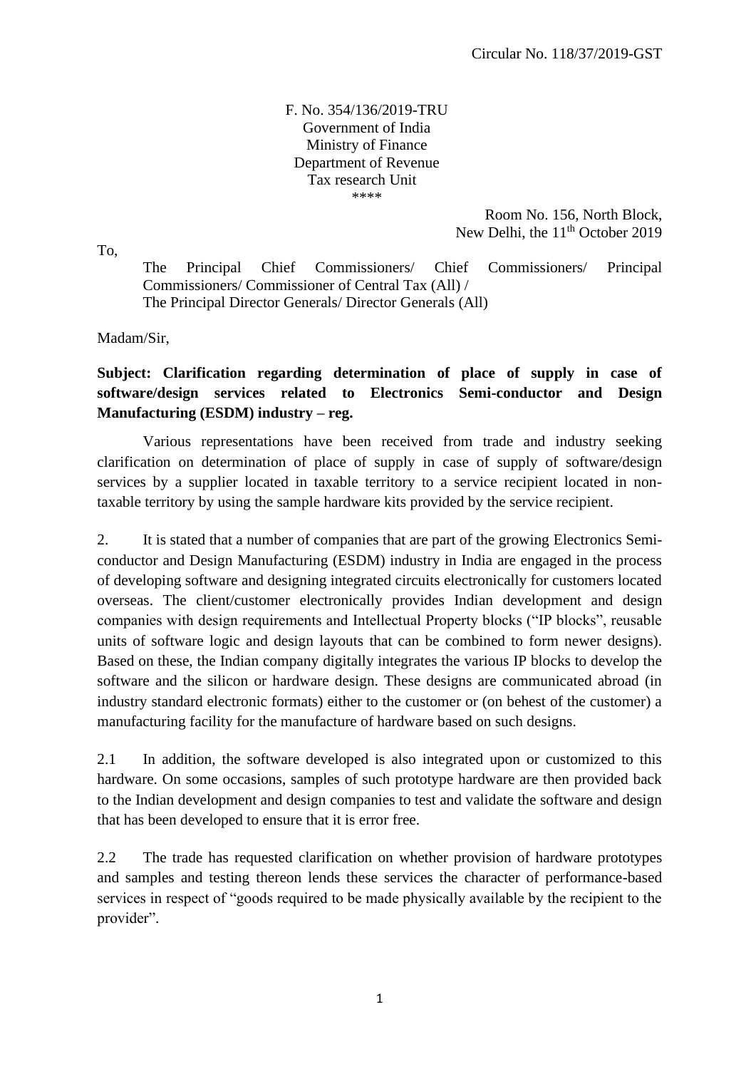Circular No. 118/37/2019-GST

F. No. 354/136/2019-TRU
Government of India
Ministry of Finance
Department of Revenue
Tax research Unit
\*\*\*\*

Room No. 156, North Block,
New Delhi, the 11th October 2019

To,

The Principal Chief Commissioners/ Chief Commissioners/ Principal Commissioners/ Commissioner of Central Tax (All) /
The Principal Director Generals/ Director Generals (All)

Madam/Sir,

**Subject: Clarification regarding determination of place of supply in case of software/design services related to Electronics Semi-conductor and Design Manufacturing (ESDM) industry – reg.**

Various representations have been received from trade and industry seeking clarification on determination of place of supply in case of supply of software/design services by a supplier located in taxable territory to a service recipient located in non-taxable territory by using the sample hardware kits provided by the service recipient.

2. It is stated that a number of companies that are part of the growing Electronics Semi-conductor and Design Manufacturing (ESDM) industry in India are engaged in the process of developing software and designing integrated circuits electronically for customers located overseas. The client/customer electronically provides Indian development and design companies with design requirements and Intellectual Property blocks ("IP blocks", reusable units of software logic and design layouts that can be combined to form newer designs). Based on these, the Indian company digitally integrates the various IP blocks to develop the software and the silicon or hardware design. These designs are communicated abroad (in industry standard electronic formats) either to the customer or (on behest of the customer) a manufacturing facility for the manufacture of hardware based on such designs.

2.1 In addition, the software developed is also integrated upon or customized to this hardware. On some occasions, samples of such prototype hardware are then provided back to the Indian development and design companies to test and validate the software and design that has been developed to ensure that it is error free.

2.2 The trade has requested clarification on whether provision of hardware prototypes and samples and testing thereon lends these services the character of performance-based services in respect of "goods required to be made physically available by the recipient to the provider".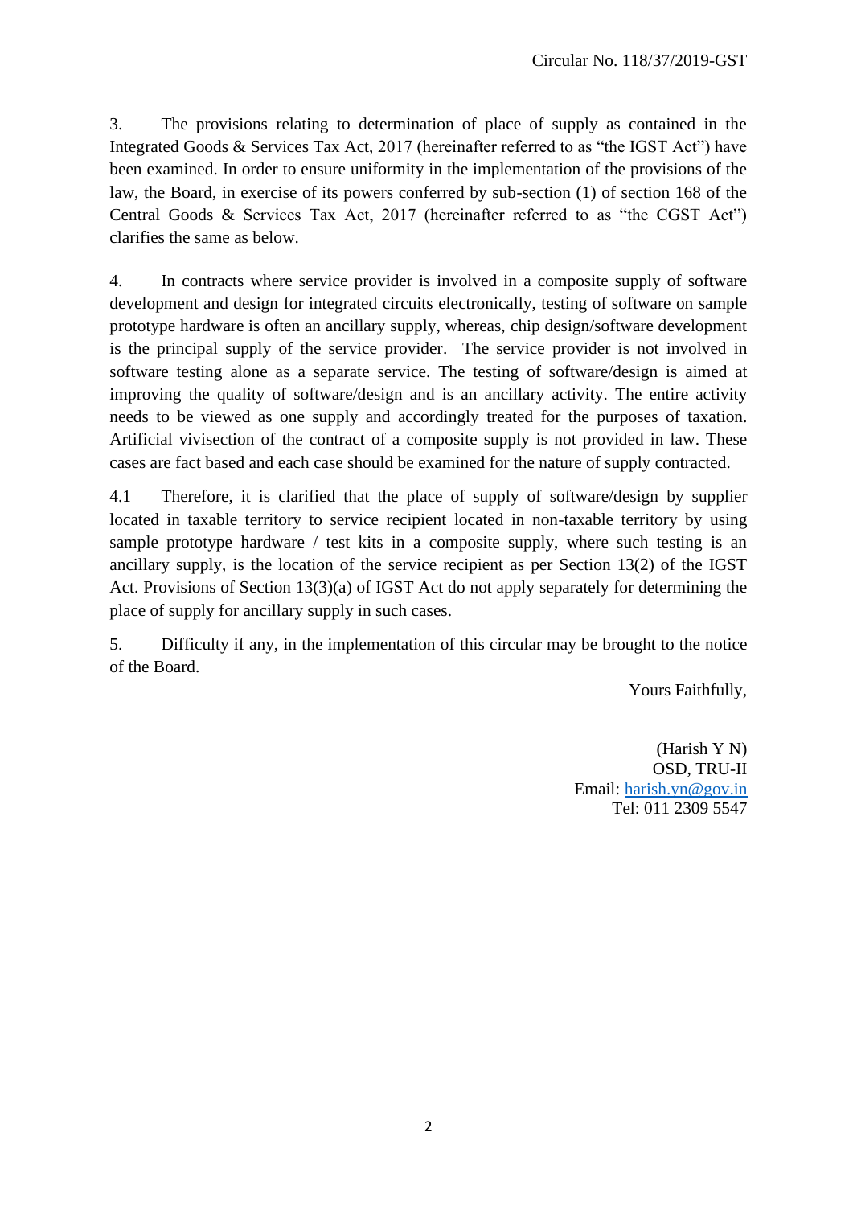3. The provisions relating to determination of place of supply as contained in the Integrated Goods & Services Tax Act, 2017 (hereinafter referred to as "the IGST Act") have been examined. In order to ensure uniformity in the implementation of the provisions of the law, the Board, in exercise of its powers conferred by sub-section (1) of section 168 of the Central Goods & Services Tax Act, 2017 (hereinafter referred to as "the CGST Act") clarifies the same as below.

4. In contracts where service provider is involved in a composite supply of software development and design for integrated circuits electronically, testing of software on sample prototype hardware is often an ancillary supply, whereas, chip design/software development is the principal supply of the service provider. The service provider is not involved in software testing alone as a separate service. The testing of software/design is aimed at improving the quality of software/design and is an ancillary activity. The entire activity needs to be viewed as one supply and accordingly treated for the purposes of taxation. Artificial vivisection of the contract of a composite supply is not provided in law. These cases are fact based and each case should be examined for the nature of supply contracted.

4.1 Therefore, it is clarified that the place of supply of software/design by supplier located in taxable territory to service recipient located in non-taxable territory by using sample prototype hardware / test kits in a composite supply, where such testing is an ancillary supply, is the location of the service recipient as per Section 13(2) of the IGST Act. Provisions of Section 13(3)(a) of IGST Act do not apply separately for determining the place of supply for ancillary supply in such cases.

5. Difficulty if any, in the implementation of this circular may be brought to the notice of the Board.

Yours Faithfully,

(Harish Y N)
OSD, TRU-II
Email: harish.yn@gov.in
Tel: 011 2309 5547